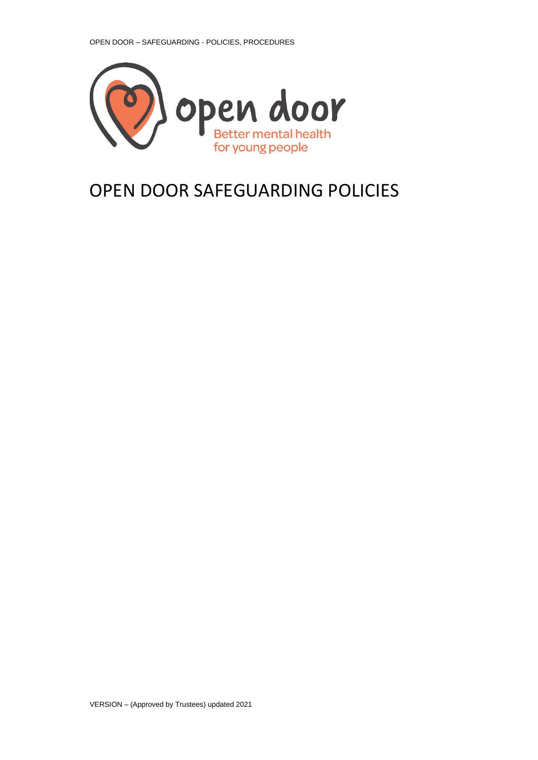open door

Better mental health for young people

# OPEN DOOR SAFEGUARDING POLICIES

VERSION – (Approved by Trustees) updated 2021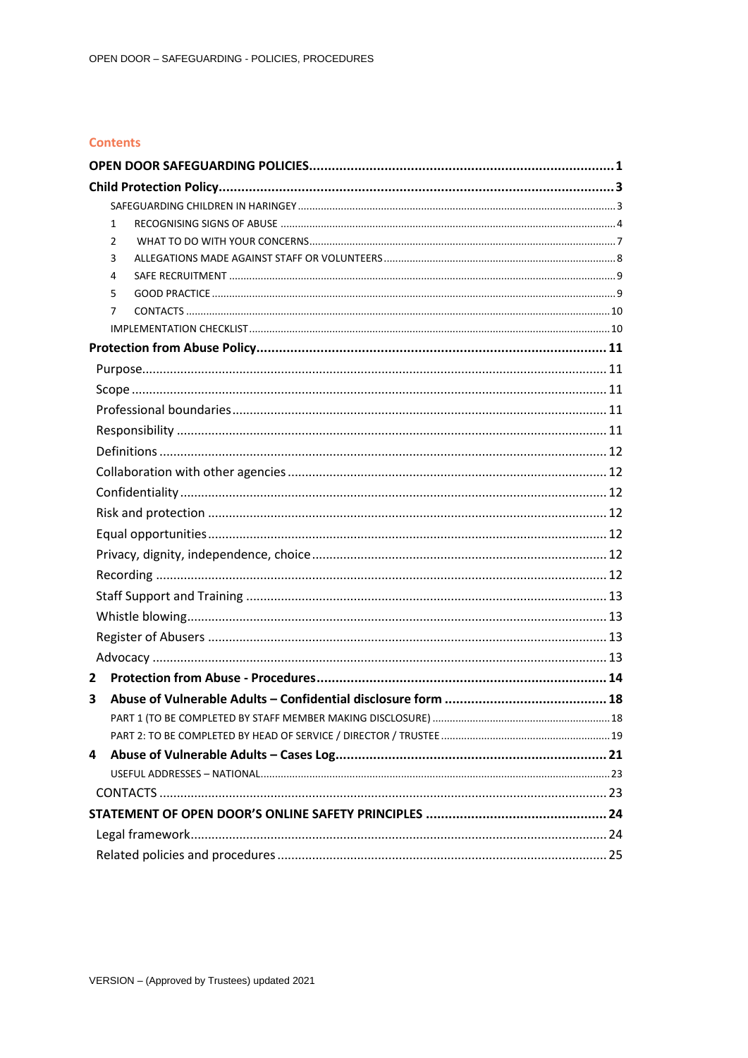## Contents

OPEN DOOR SAFEGUARDING POLICIES ..... 1

Child Protection Policy ..... 3

- SAFEGUARDING CHILDREN IN HARINGEY ..... 3
- 1 RECOGNISING SIGNS OF ABUSE ..... 4
- 2 WHAT TO DO WITH YOUR CONCERNS ..... 7
- 3 ALLEGATIONS MADE AGAINST STAFF OR VOLUNTEERS ..... 8
- 4 SAFE RECRUITMENT ..... 9
- 5 GOOD PRACTICE ..... 9
- 7 CONTACTS ..... 10
- IMPLEMENTATION CHECKLIST ..... 10

Protection from Abuse Policy ..... 11

- Purpose ..... 11
- Scope ..... 11
- Professional boundaries ..... 11
- Responsibility ..... 11
- Definitions ..... 12
- Collaboration with other agencies ..... 12
- Confidentiality ..... 12
- Risk and protection ..... 12
- Equal opportunities ..... 12
- Privacy, dignity, independence, choice ..... 12
- Recording ..... 12
- Staff Support and Training ..... 13
- Whistle blowing ..... 13
- Register of Abusers ..... 13
- Advocacy ..... 13

2 Protection from Abuse - Procedures ..... 14

3 Abuse of Vulnerable Adults – Confidential disclosure form ..... 18

- PART 1 (TO BE COMPLETED BY STAFF MEMBER MAKING DISCLOSURE) ..... 18
- PART 2: TO BE COMPLETED BY HEAD OF SERVICE / DIRECTOR / TRUSTEE ..... 19

4 Abuse of Vulnerable Adults – Cases Log ..... 21

- USEFUL ADDRESSES – NATIONAL ..... 23
- CONTACTS ..... 23

STATEMENT OF OPEN DOOR'S ONLINE SAFETY PRINCIPLES ..... 24

- Legal framework ..... 24
- Related policies and procedures ..... 25

VERSION – (Approved by Trustees) updated 2021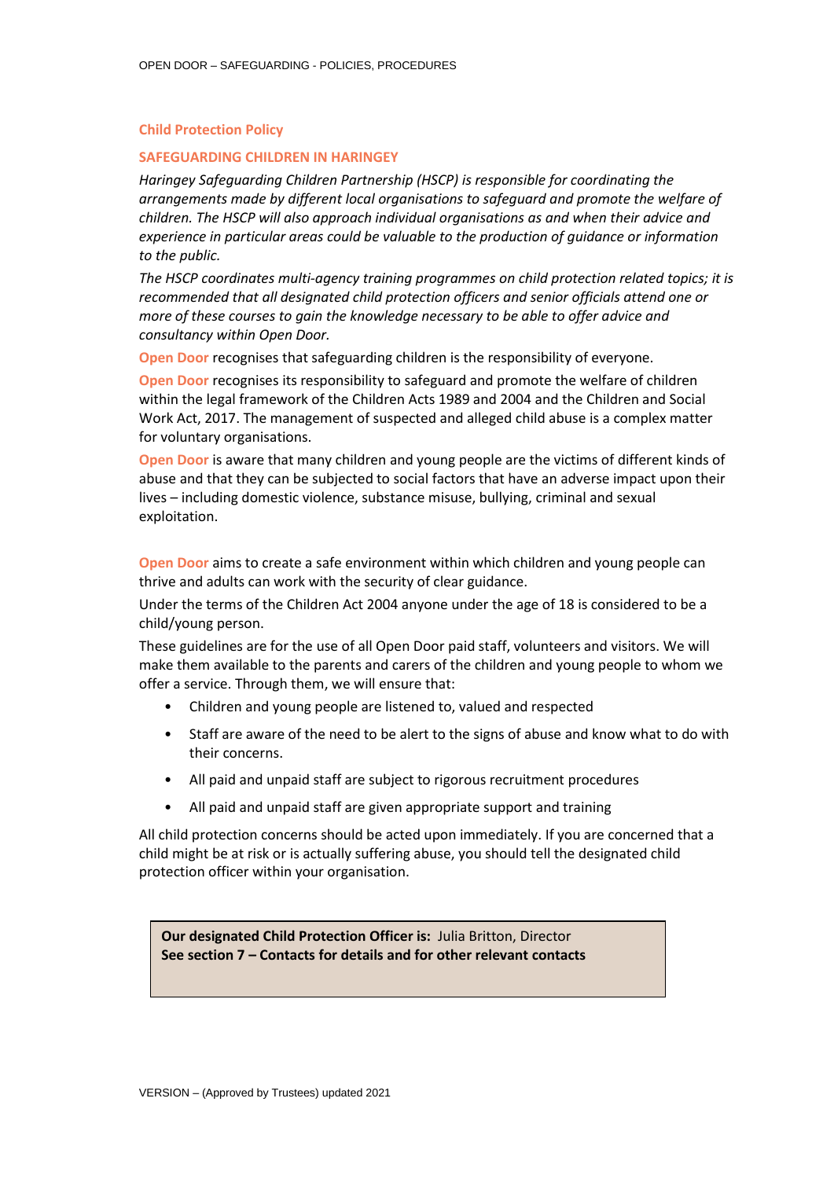## Child Protection Policy

### SAFEGUARDING CHILDREN IN HARINGEY

*Haringey Safeguarding Children Partnership (HSCP) is responsible for coordinating the arrangements made by different local organisations to safeguard and promote the welfare of children. The HSCP will also approach individual organisations as and when their advice and experience in particular areas could be valuable to the production of guidance or information to the public.*

*The HSCP coordinates multi-agency training programmes on child protection related topics; it is recommended that all designated child protection officers and senior officials attend one or more of these courses to gain the knowledge necessary to be able to offer advice and consultancy within Open Door.*

**Open Door** recognises that safeguarding children is the responsibility of everyone.

**Open Door** recognises its responsibility to safeguard and promote the welfare of children within the legal framework of the Children Acts 1989 and 2004 and the Children and Social Work Act, 2017. The management of suspected and alleged child abuse is a complex matter for voluntary organisations.

**Open Door** is aware that many children and young people are the victims of different kinds of abuse and that they can be subjected to social factors that have an adverse impact upon their lives – including domestic violence, substance misuse, bullying, criminal and sexual exploitation.

**Open Door** aims to create a safe environment within which children and young people can thrive and adults can work with the security of clear guidance.

Under the terms of the Children Act 2004 anyone under the age of 18 is considered to be a child/young person.

These guidelines are for the use of all Open Door paid staff, volunteers and visitors. We will make them available to the parents and carers of the children and young people to whom we offer a service. Through them, we will ensure that:

- Children and young people are listened to, valued and respected
- Staff are aware of the need to be alert to the signs of abuse and know what to do with their concerns.
- All paid and unpaid staff are subject to rigorous recruitment procedures
- All paid and unpaid staff are given appropriate support and training

All child protection concerns should be acted upon immediately. If you are concerned that a child might be at risk or is actually suffering abuse, you should tell the designated child protection officer within your organisation.

**Our designated Child Protection Officer is:** Julia Britton, Director
**See section 7 – Contacts for details and for other relevant contacts**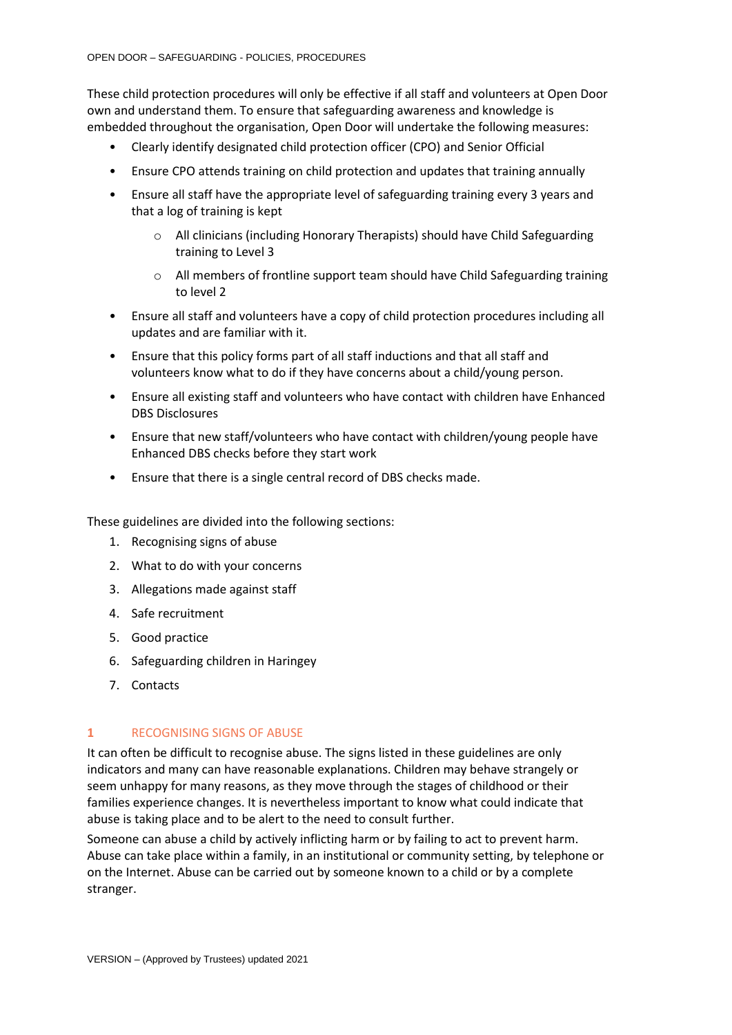These child protection procedures will only be effective if all staff and volunteers at Open Door own and understand them. To ensure that safeguarding awareness and knowledge is embedded throughout the organisation, Open Door will undertake the following measures:

- Clearly identify designated child protection officer (CPO) and Senior Official
- Ensure CPO attends training on child protection and updates that training annually
- Ensure all staff have the appropriate level of safeguarding training every 3 years and that a log of training is kept
  - All clinicians (including Honorary Therapists) should have Child Safeguarding training to Level 3
  - All members of frontline support team should have Child Safeguarding training to level 2
- Ensure all staff and volunteers have a copy of child protection procedures including all updates and are familiar with it.
- Ensure that this policy forms part of all staff inductions and that all staff and volunteers know what to do if they have concerns about a child/young person.
- Ensure all existing staff and volunteers who have contact with children have Enhanced DBS Disclosures
- Ensure that new staff/volunteers who have contact with children/young people have Enhanced DBS checks before they start work
- Ensure that there is a single central record of DBS checks made.

These guidelines are divided into the following sections:

1. Recognising signs of abuse
2. What to do with your concerns
3. Allegations made against staff
4. Safe recruitment
5. Good practice
6. Safeguarding children in Haringey
7. Contacts

## 1 RECOGNISING SIGNS OF ABUSE

It can often be difficult to recognise abuse. The signs listed in these guidelines are only indicators and many can have reasonable explanations. Children may behave strangely or seem unhappy for many reasons, as they move through the stages of childhood or their families experience changes. It is nevertheless important to know what could indicate that abuse is taking place and to be alert to the need to consult further.

Someone can abuse a child by actively inflicting harm or by failing to act to prevent harm. Abuse can take place within a family, in an institutional or community setting, by telephone or on the Internet. Abuse can be carried out by someone known to a child or by a complete stranger.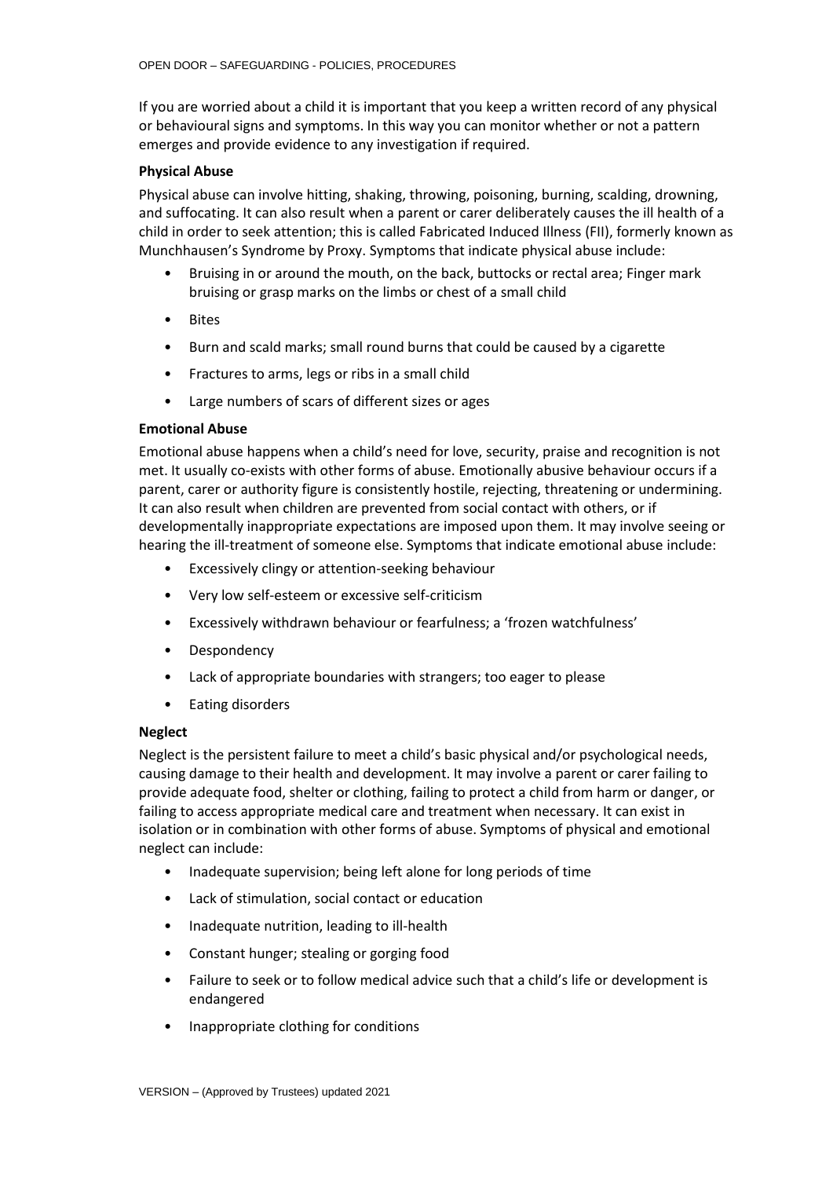If you are worried about a child it is important that you keep a written record of any physical or behavioural signs and symptoms. In this way you can monitor whether or not a pattern emerges and provide evidence to any investigation if required.

**Physical Abuse**

Physical abuse can involve hitting, shaking, throwing, poisoning, burning, scalding, drowning, and suffocating. It can also result when a parent or carer deliberately causes the ill health of a child in order to seek attention; this is called Fabricated Induced Illness (FII), formerly known as Munchhausen's Syndrome by Proxy. Symptoms that indicate physical abuse include:

- Bruising in or around the mouth, on the back, buttocks or rectal area; Finger mark bruising or grasp marks on the limbs or chest of a small child
- Bites
- Burn and scald marks; small round burns that could be caused by a cigarette
- Fractures to arms, legs or ribs in a small child
- Large numbers of scars of different sizes or ages

**Emotional Abuse**

Emotional abuse happens when a child's need for love, security, praise and recognition is not met. It usually co-exists with other forms of abuse. Emotionally abusive behaviour occurs if a parent, carer or authority figure is consistently hostile, rejecting, threatening or undermining. It can also result when children are prevented from social contact with others, or if developmentally inappropriate expectations are imposed upon them. It may involve seeing or hearing the ill-treatment of someone else. Symptoms that indicate emotional abuse include:

- Excessively clingy or attention-seeking behaviour
- Very low self-esteem or excessive self-criticism
- Excessively withdrawn behaviour or fearfulness; a 'frozen watchfulness'
- Despondency
- Lack of appropriate boundaries with strangers; too eager to please
- Eating disorders

**Neglect**

Neglect is the persistent failure to meet a child's basic physical and/or psychological needs, causing damage to their health and development. It may involve a parent or carer failing to provide adequate food, shelter or clothing, failing to protect a child from harm or danger, or failing to access appropriate medical care and treatment when necessary. It can exist in isolation or in combination with other forms of abuse. Symptoms of physical and emotional neglect can include:

- Inadequate supervision; being left alone for long periods of time
- Lack of stimulation, social contact or education
- Inadequate nutrition, leading to ill-health
- Constant hunger; stealing or gorging food
- Failure to seek or to follow medical advice such that a child's life or development is endangered
- Inappropriate clothing for conditions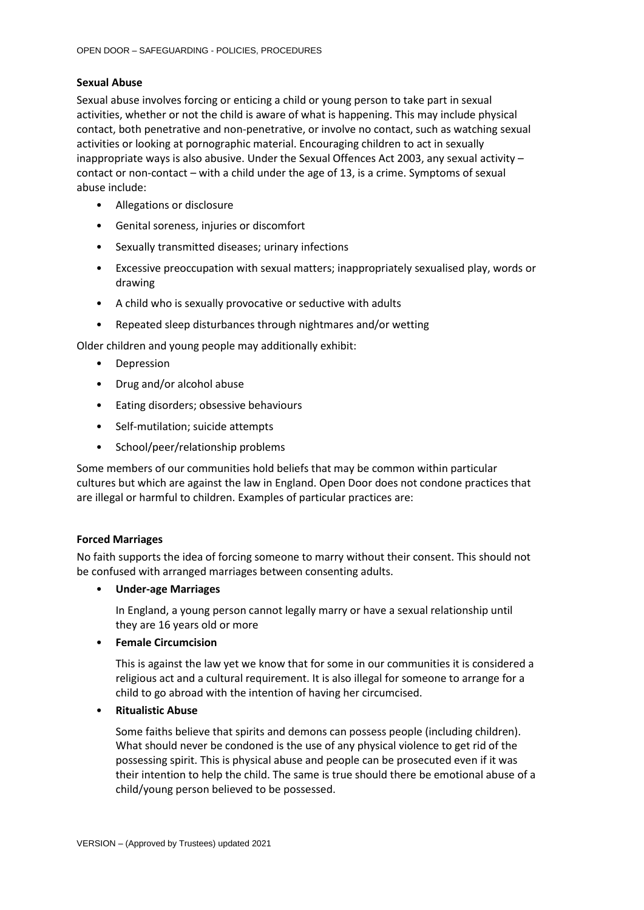**Sexual Abuse**

Sexual abuse involves forcing or enticing a child or young person to take part in sexual activities, whether or not the child is aware of what is happening. This may include physical contact, both penetrative and non-penetrative, or involve no contact, such as watching sexual activities or looking at pornographic material. Encouraging children to act in sexually inappropriate ways is also abusive. Under the Sexual Offences Act 2003, any sexual activity – contact or non-contact – with a child under the age of 13, is a crime. Symptoms of sexual abuse include:

- Allegations or disclosure
- Genital soreness, injuries or discomfort
- Sexually transmitted diseases; urinary infections
- Excessive preoccupation with sexual matters; inappropriately sexualised play, words or drawing
- A child who is sexually provocative or seductive with adults
- Repeated sleep disturbances through nightmares and/or wetting

Older children and young people may additionally exhibit:

- Depression
- Drug and/or alcohol abuse
- Eating disorders; obsessive behaviours
- Self-mutilation; suicide attempts
- School/peer/relationship problems

Some members of our communities hold beliefs that may be common within particular cultures but which are against the law in England. Open Door does not condone practices that are illegal or harmful to children. Examples of particular practices are:

**Forced Marriages**

No faith supports the idea of forcing someone to marry without their consent. This should not be confused with arranged marriages between consenting adults.

- **Under-age Marriages**

  In England, a young person cannot legally marry or have a sexual relationship until they are 16 years old or more

- **Female Circumcision**

  This is against the law yet we know that for some in our communities it is considered a religious act and a cultural requirement. It is also illegal for someone to arrange for a child to go abroad with the intention of having her circumcised.

- **Ritualistic Abuse**

  Some faiths believe that spirits and demons can possess people (including children). What should never be condoned is the use of any physical violence to get rid of the possessing spirit. This is physical abuse and people can be prosecuted even if it was their intention to help the child. The same is true should there be emotional abuse of a child/young person believed to be possessed.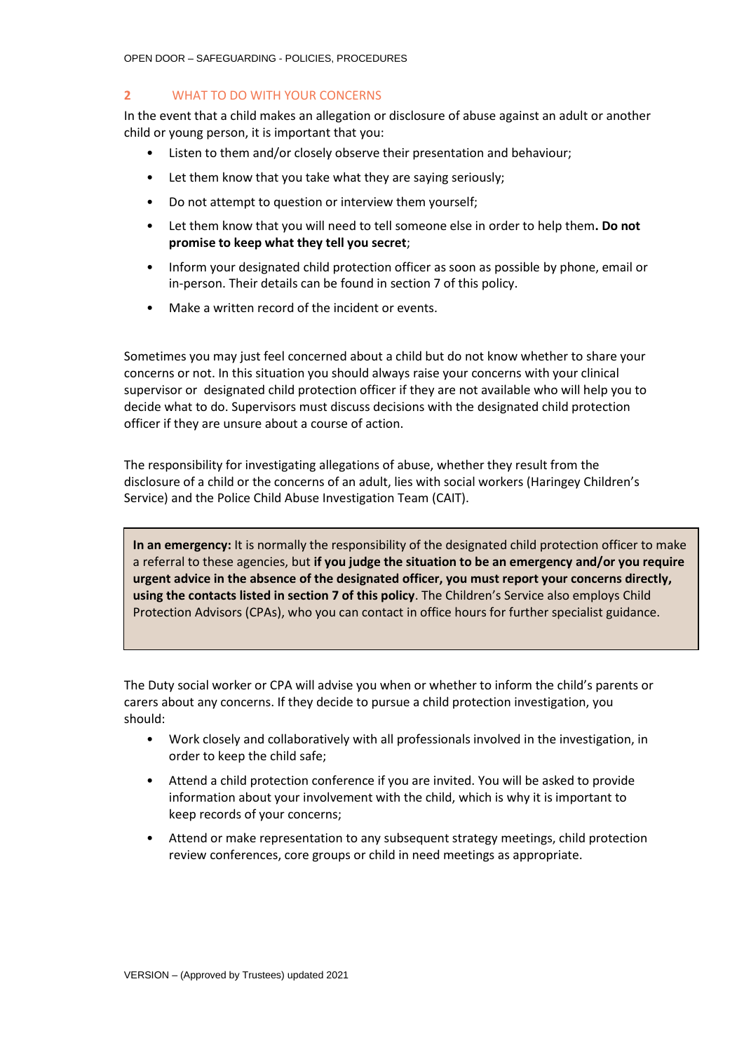## 2 WHAT TO DO WITH YOUR CONCERNS

In the event that a child makes an allegation or disclosure of abuse against an adult or another child or young person, it is important that you:

- Listen to them and/or closely observe their presentation and behaviour;
- Let them know that you take what they are saying seriously;
- Do not attempt to question or interview them yourself;
- Let them know that you will need to tell someone else in order to help them**. Do not promise to keep what they tell you secret**;
- Inform your designated child protection officer as soon as possible by phone, email or in-person. Their details can be found in section 7 of this policy.
- Make a written record of the incident or events.

Sometimes you may just feel concerned about a child but do not know whether to share your concerns or not. In this situation you should always raise your concerns with your clinical supervisor or designated child protection officer if they are not available who will help you to decide what to do. Supervisors must discuss decisions with the designated child protection officer if they are unsure about a course of action.

The responsibility for investigating allegations of abuse, whether they result from the disclosure of a child or the concerns of an adult, lies with social workers (Haringey Children's Service) and the Police Child Abuse Investigation Team (CAIT).

> **In an emergency:** It is normally the responsibility of the designated child protection officer to make a referral to these agencies, but **if you judge the situation to be an emergency and/or you require urgent advice in the absence of the designated officer, you must report your concerns directly, using the contacts listed in section 7 of this policy**. The Children's Service also employs Child Protection Advisors (CPAs), who you can contact in office hours for further specialist guidance.

The Duty social worker or CPA will advise you when or whether to inform the child's parents or carers about any concerns. If they decide to pursue a child protection investigation, you should:

- Work closely and collaboratively with all professionals involved in the investigation, in order to keep the child safe;
- Attend a child protection conference if you are invited. You will be asked to provide information about your involvement with the child, which is why it is important to keep records of your concerns;
- Attend or make representation to any subsequent strategy meetings, child protection review conferences, core groups or child in need meetings as appropriate.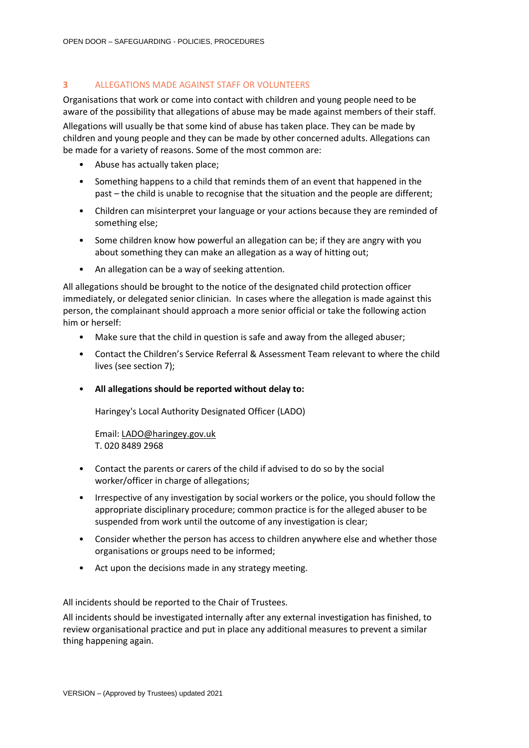## 3 ALLEGATIONS MADE AGAINST STAFF OR VOLUNTEERS

Organisations that work or come into contact with children and young people need to be aware of the possibility that allegations of abuse may be made against members of their staff.

Allegations will usually be that some kind of abuse has taken place. They can be made by children and young people and they can be made by other concerned adults. Allegations can be made for a variety of reasons. Some of the most common are:

- Abuse has actually taken place;
- Something happens to a child that reminds them of an event that happened in the past – the child is unable to recognise that the situation and the people are different;
- Children can misinterpret your language or your actions because they are reminded of something else;
- Some children know how powerful an allegation can be; if they are angry with you about something they can make an allegation as a way of hitting out;
- An allegation can be a way of seeking attention.

All allegations should be brought to the notice of the designated child protection officer immediately, or delegated senior clinician. In cases where the allegation is made against this person, the complainant should approach a more senior official or take the following action him or herself:

- Make sure that the child in question is safe and away from the alleged abuser;
- Contact the Children's Service Referral & Assessment Team relevant to where the child lives (see section 7);
- **All allegations should be reported without delay to:**

  Haringey's Local Authority Designated Officer (LADO)

  Email: LADO@haringey.gov.uk
  T. 020 8489 2968

- Contact the parents or carers of the child if advised to do so by the social worker/officer in charge of allegations;
- Irrespective of any investigation by social workers or the police, you should follow the appropriate disciplinary procedure; common practice is for the alleged abuser to be suspended from work until the outcome of any investigation is clear;
- Consider whether the person has access to children anywhere else and whether those organisations or groups need to be informed;
- Act upon the decisions made in any strategy meeting.

All incidents should be reported to the Chair of Trustees.

All incidents should be investigated internally after any external investigation has finished, to review organisational practice and put in place any additional measures to prevent a similar thing happening again.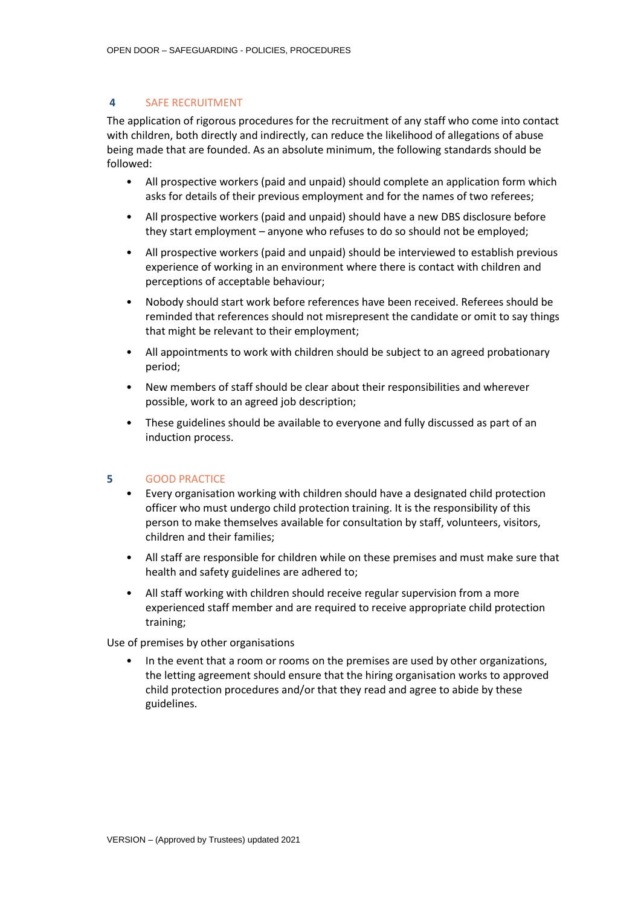## 4 SAFE RECRUITMENT

The application of rigorous procedures for the recruitment of any staff who come into contact with children, both directly and indirectly, can reduce the likelihood of allegations of abuse being made that are founded. As an absolute minimum, the following standards should be followed:

- All prospective workers (paid and unpaid) should complete an application form which asks for details of their previous employment and for the names of two referees;
- All prospective workers (paid and unpaid) should have a new DBS disclosure before they start employment – anyone who refuses to do so should not be employed;
- All prospective workers (paid and unpaid) should be interviewed to establish previous experience of working in an environment where there is contact with children and perceptions of acceptable behaviour;
- Nobody should start work before references have been received. Referees should be reminded that references should not misrepresent the candidate or omit to say things that might be relevant to their employment;
- All appointments to work with children should be subject to an agreed probationary period;
- New members of staff should be clear about their responsibilities and wherever possible, work to an agreed job description;
- These guidelines should be available to everyone and fully discussed as part of an induction process.

## 5 GOOD PRACTICE

- Every organisation working with children should have a designated child protection officer who must undergo child protection training. It is the responsibility of this person to make themselves available for consultation by staff, volunteers, visitors, children and their families;
- All staff are responsible for children while on these premises and must make sure that health and safety guidelines are adhered to;
- All staff working with children should receive regular supervision from a more experienced staff member and are required to receive appropriate child protection training;

Use of premises by other organisations

- In the event that a room or rooms on the premises are used by other organizations, the letting agreement should ensure that the hiring organisation works to approved child protection procedures and/or that they read and agree to abide by these guidelines.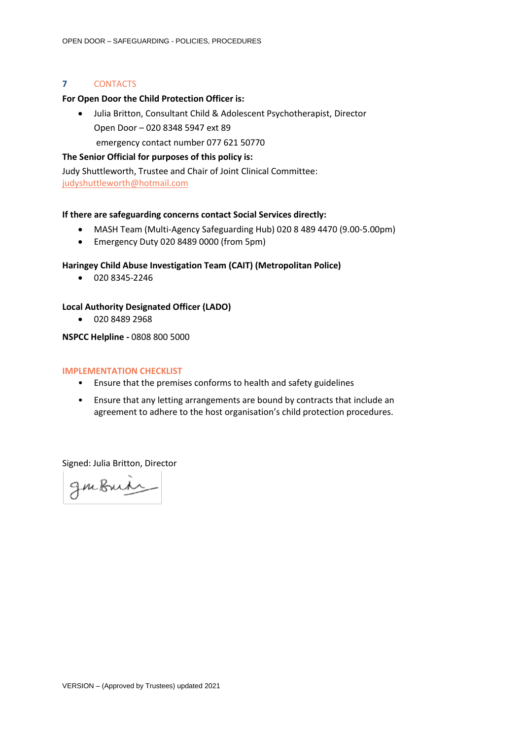## 7 CONTACTS

**For Open Door the Child Protection Officer is:**

- Julia Britton, Consultant Child & Adolescent Psychotherapist, Director
  Open Door – 020 8348 5947 ext 89
  emergency contact number 077 621 50770

**The Senior Official for purposes of this policy is:**

Judy Shuttleworth, Trustee and Chair of Joint Clinical Committee:
judyshuttleworth@hotmail.com

**If there are safeguarding concerns contact Social Services directly:**

- MASH Team (Multi-Agency Safeguarding Hub) 020 8 489 4470 (9.00-5.00pm)
- Emergency Duty 020 8489 0000 (from 5pm)

**Haringey Child Abuse Investigation Team (CAIT) (Metropolitan Police)**

- 020 8345-2246

**Local Authority Designated Officer (LADO)**

- 020 8489 2968

**NSPCC Helpline -** 0808 800 5000

## IMPLEMENTATION CHECKLIST

- Ensure that the premises conforms to health and safety guidelines
- Ensure that any letting arrangements are bound by contracts that include an agreement to adhere to the host organisation's child protection procedures.

Signed: Julia Britton, Director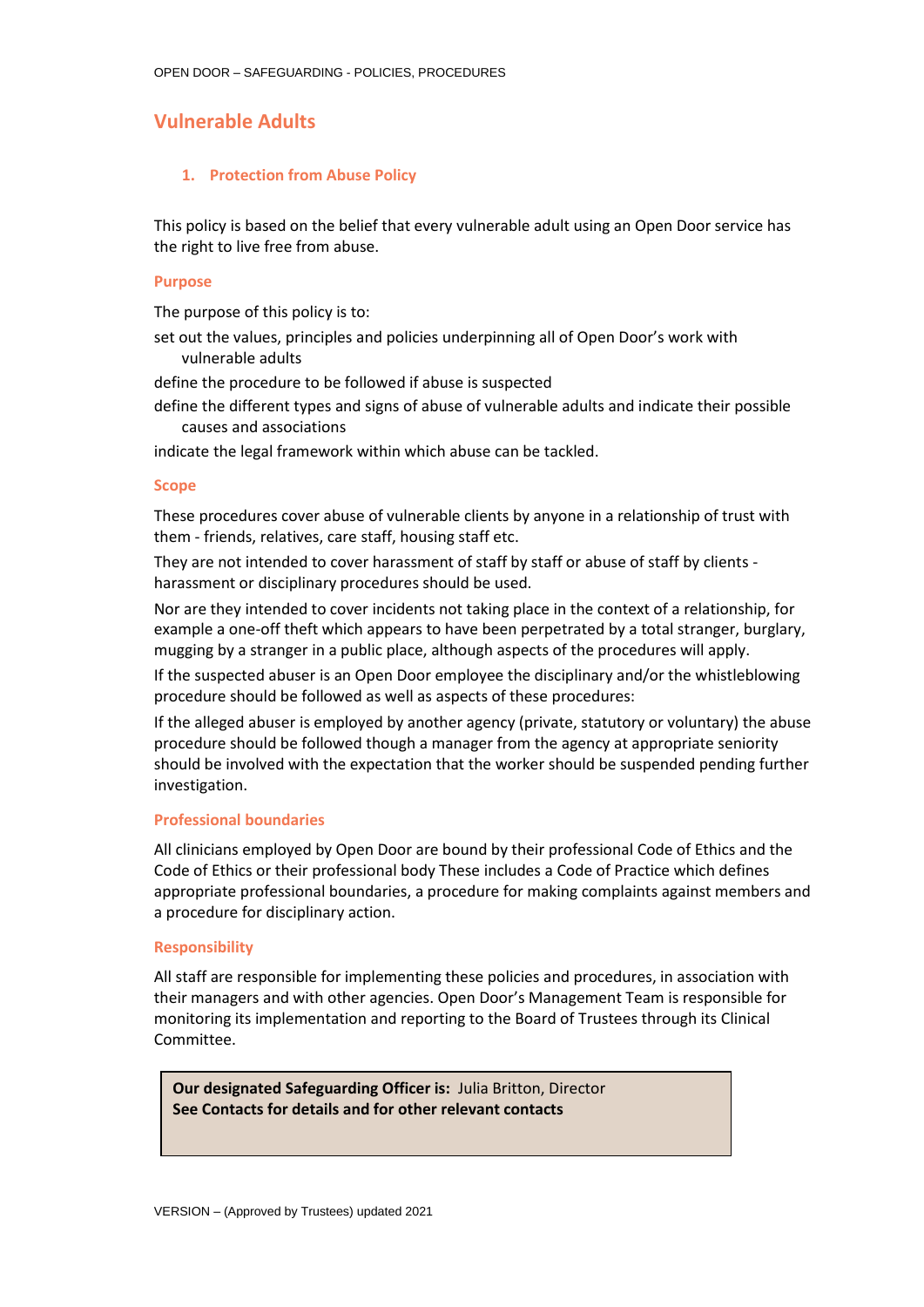## Vulnerable Adults

### 1. Protection from Abuse Policy

This policy is based on the belief that every vulnerable adult using an Open Door service has the right to live free from abuse.

#### Purpose

The purpose of this policy is to:

- set out the values, principles and policies underpinning all of Open Door's work with vulnerable adults
- define the procedure to be followed if abuse is suspected
- define the different types and signs of abuse of vulnerable adults and indicate their possible causes and associations
- indicate the legal framework within which abuse can be tackled.

#### Scope

These procedures cover abuse of vulnerable clients by anyone in a relationship of trust with them - friends, relatives, care staff, housing staff etc.

They are not intended to cover harassment of staff by staff or abuse of staff by clients - harassment or disciplinary procedures should be used.

Nor are they intended to cover incidents not taking place in the context of a relationship, for example a one-off theft which appears to have been perpetrated by a total stranger, burglary, mugging by a stranger in a public place, although aspects of the procedures will apply.

If the suspected abuser is an Open Door employee the disciplinary and/or the whistleblowing procedure should be followed as well as aspects of these procedures:

If the alleged abuser is employed by another agency (private, statutory or voluntary) the abuse procedure should be followed though a manager from the agency at appropriate seniority should be involved with the expectation that the worker should be suspended pending further investigation.

#### Professional boundaries

All clinicians employed by Open Door are bound by their professional Code of Ethics and the Code of Ethics or their professional body These includes a Code of Practice which defines appropriate professional boundaries, a procedure for making complaints against members and a procedure for disciplinary action.

#### Responsibility

All staff are responsible for implementing these policies and procedures, in association with their managers and with other agencies. Open Door's Management Team is responsible for monitoring its implementation and reporting to the Board of Trustees through its Clinical Committee.

**Our designated Safeguarding Officer is:** Julia Britton, Director
**See Contacts for details and for other relevant contacts**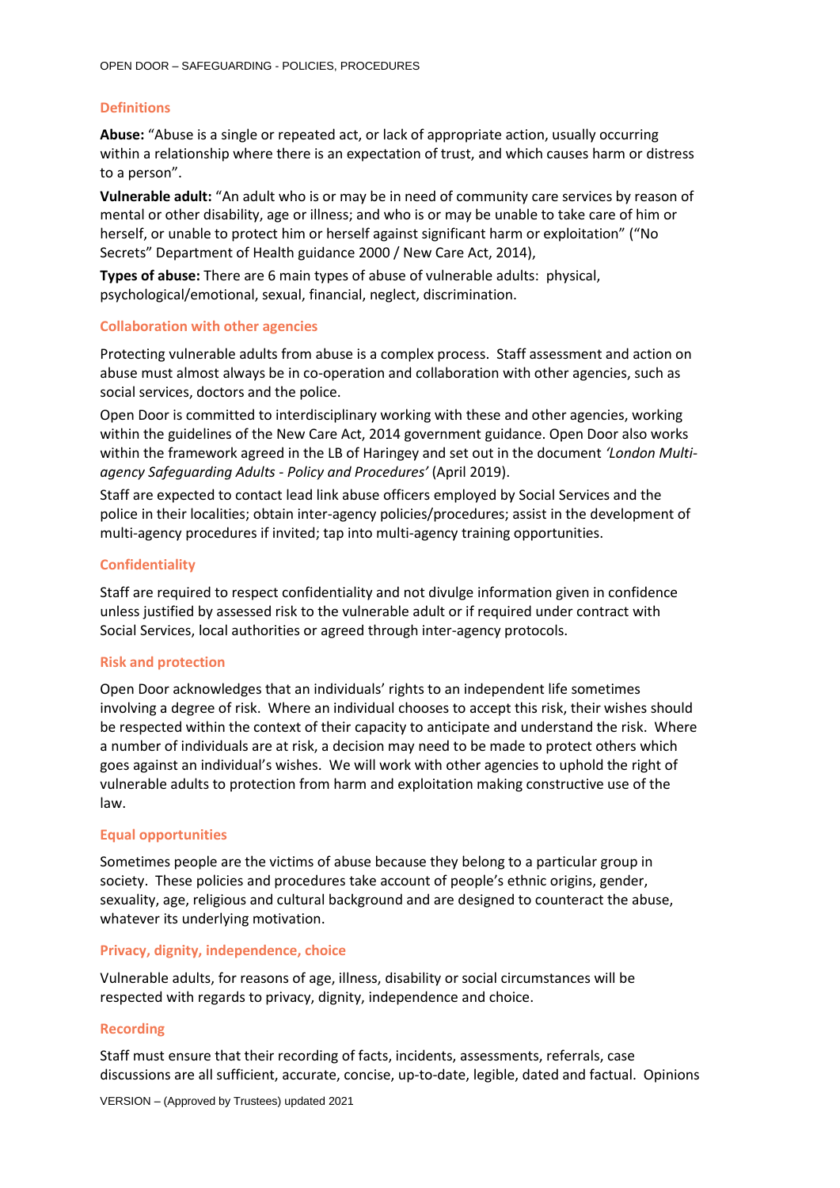### Definitions

**Abuse:** "Abuse is a single or repeated act, or lack of appropriate action, usually occurring within a relationship where there is an expectation of trust, and which causes harm or distress to a person".

**Vulnerable adult:** "An adult who is or may be in need of community care services by reason of mental or other disability, age or illness; and who is or may be unable to take care of him or herself, or unable to protect him or herself against significant harm or exploitation" ("No Secrets" Department of Health guidance 2000 / New Care Act, 2014),

**Types of abuse:** There are 6 main types of abuse of vulnerable adults: physical, psychological/emotional, sexual, financial, neglect, discrimination.

### Collaboration with other agencies

Protecting vulnerable adults from abuse is a complex process. Staff assessment and action on abuse must almost always be in co-operation and collaboration with other agencies, such as social services, doctors and the police.

Open Door is committed to interdisciplinary working with these and other agencies, working within the guidelines of the New Care Act, 2014 government guidance. Open Door also works within the framework agreed in the LB of Haringey and set out in the document *'London Multi-agency Safeguarding Adults - Policy and Procedures'* (April 2019).

Staff are expected to contact lead link abuse officers employed by Social Services and the police in their localities; obtain inter-agency policies/procedures; assist in the development of multi-agency procedures if invited; tap into multi-agency training opportunities.

### Confidentiality

Staff are required to respect confidentiality and not divulge information given in confidence unless justified by assessed risk to the vulnerable adult or if required under contract with Social Services, local authorities or agreed through inter-agency protocols.

### Risk and protection

Open Door acknowledges that an individuals' rights to an independent life sometimes involving a degree of risk. Where an individual chooses to accept this risk, their wishes should be respected within the context of their capacity to anticipate and understand the risk. Where a number of individuals are at risk, a decision may need to be made to protect others which goes against an individual's wishes. We will work with other agencies to uphold the right of vulnerable adults to protection from harm and exploitation making constructive use of the law.

### Equal opportunities

Sometimes people are the victims of abuse because they belong to a particular group in society. These policies and procedures take account of people's ethnic origins, gender, sexuality, age, religious and cultural background and are designed to counteract the abuse, whatever its underlying motivation.

### Privacy, dignity, independence, choice

Vulnerable adults, for reasons of age, illness, disability or social circumstances will be respected with regards to privacy, dignity, independence and choice.

### Recording

Staff must ensure that their recording of facts, incidents, assessments, referrals, case discussions are all sufficient, accurate, concise, up-to-date, legible, dated and factual. Opinions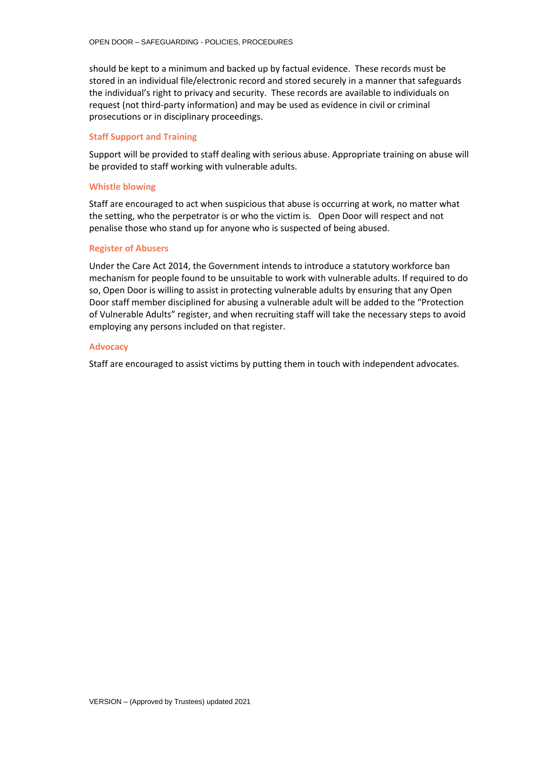should be kept to a minimum and backed up by factual evidence. These records must be stored in an individual file/electronic record and stored securely in a manner that safeguards the individual's right to privacy and security. These records are available to individuals on request (not third-party information) and may be used as evidence in civil or criminal prosecutions or in disciplinary proceedings.

### Staff Support and Training

Support will be provided to staff dealing with serious abuse. Appropriate training on abuse will be provided to staff working with vulnerable adults.

### Whistle blowing

Staff are encouraged to act when suspicious that abuse is occurring at work, no matter what the setting, who the perpetrator is or who the victim is. Open Door will respect and not penalise those who stand up for anyone who is suspected of being abused.

### Register of Abusers

Under the Care Act 2014, the Government intends to introduce a statutory workforce ban mechanism for people found to be unsuitable to work with vulnerable adults. If required to do so, Open Door is willing to assist in protecting vulnerable adults by ensuring that any Open Door staff member disciplined for abusing a vulnerable adult will be added to the "Protection of Vulnerable Adults" register, and when recruiting staff will take the necessary steps to avoid employing any persons included on that register.

### Advocacy

Staff are encouraged to assist victims by putting them in touch with independent advocates.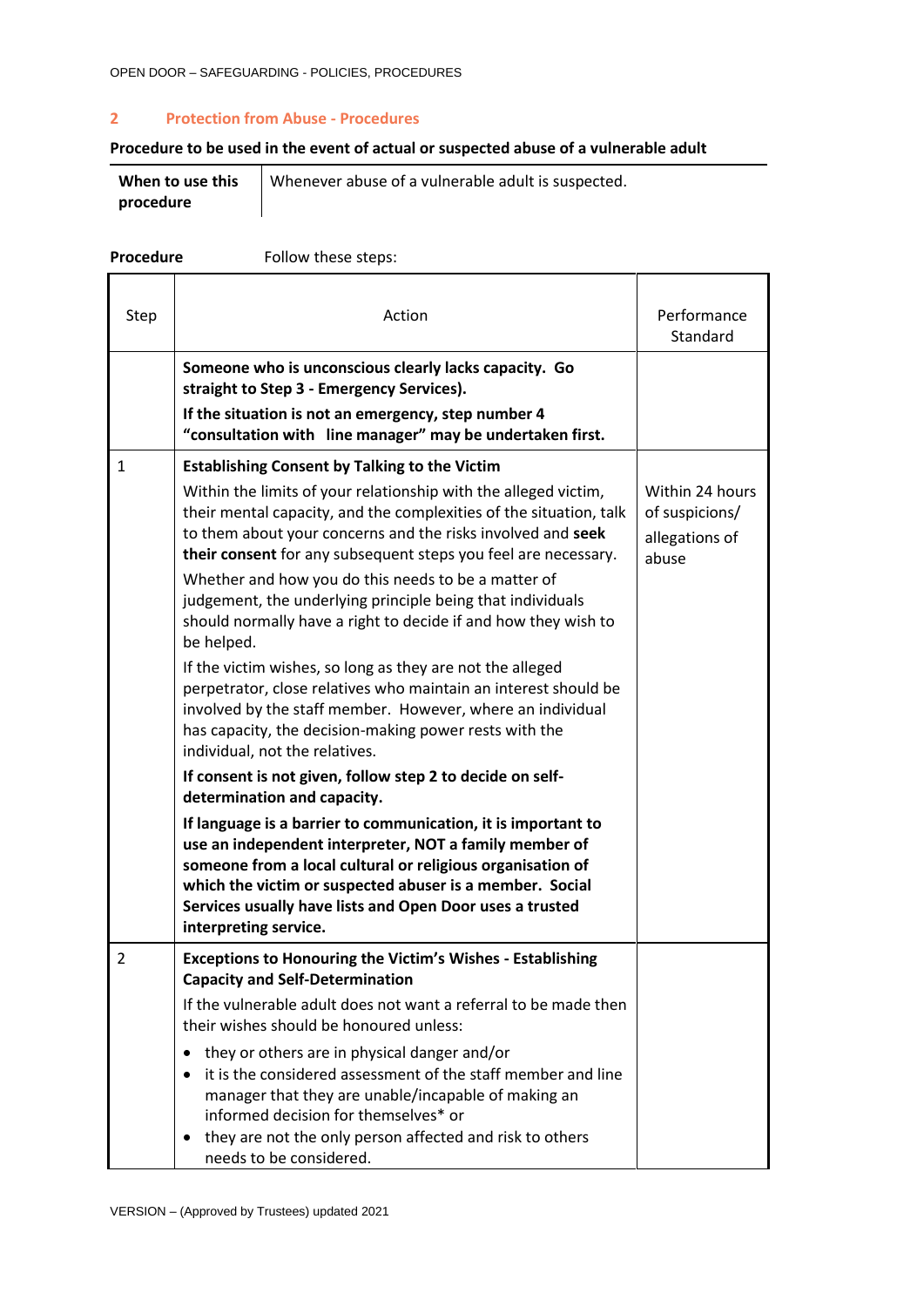## 2 Protection from Abuse - Procedures

**Procedure to be used in the event of actual or suspected abuse of a vulnerable adult**

| **When to use this procedure** | Whenever abuse of a vulnerable adult is suspected. |
|---|---|

**Procedure** Follow these steps:

| Step | Action | Performance Standard |
|---|---|---|
| | **Someone who is unconscious clearly lacks capacity. Go straight to Step 3 - Emergency Services).**<br>**If the situation is not an emergency, step number 4 "consultation with line manager" may be undertaken first.** | |
| 1 | **Establishing Consent by Talking to the Victim**<br>Within the limits of your relationship with the alleged victim, their mental capacity, and the complexities of the situation, talk to them about your concerns and the risks involved and **seek their consent** for any subsequent steps you feel are necessary.<br>Whether and how you do this needs to be a matter of judgement, the underlying principle being that individuals should normally have a right to decide if and how they wish to be helped.<br>If the victim wishes, so long as they are not the alleged perpetrator, close relatives who maintain an interest should be involved by the staff member. However, where an individual has capacity, the decision-making power rests with the individual, not the relatives.<br>**If consent is not given, follow step 2 to decide on self-determination and capacity.**<br>**If language is a barrier to communication, it is important to use an independent interpreter, NOT a family member of someone from a local cultural or religious organisation of which the victim or suspected abuser is a member. Social Services usually have lists and Open Door uses a trusted interpreting service.** | Within 24 hours of suspicions/ allegations of abuse |
| 2 | **Exceptions to Honouring the Victim's Wishes - Establishing Capacity and Self-Determination**<br>If the vulnerable adult does not want a referral to be made then their wishes should be honoured unless:<br>• they or others are in physical danger and/or<br>• it is the considered assessment of the staff member and line manager that they are unable/incapable of making an informed decision for themselves* or<br>• they are not the only person affected and risk to others needs to be considered. | |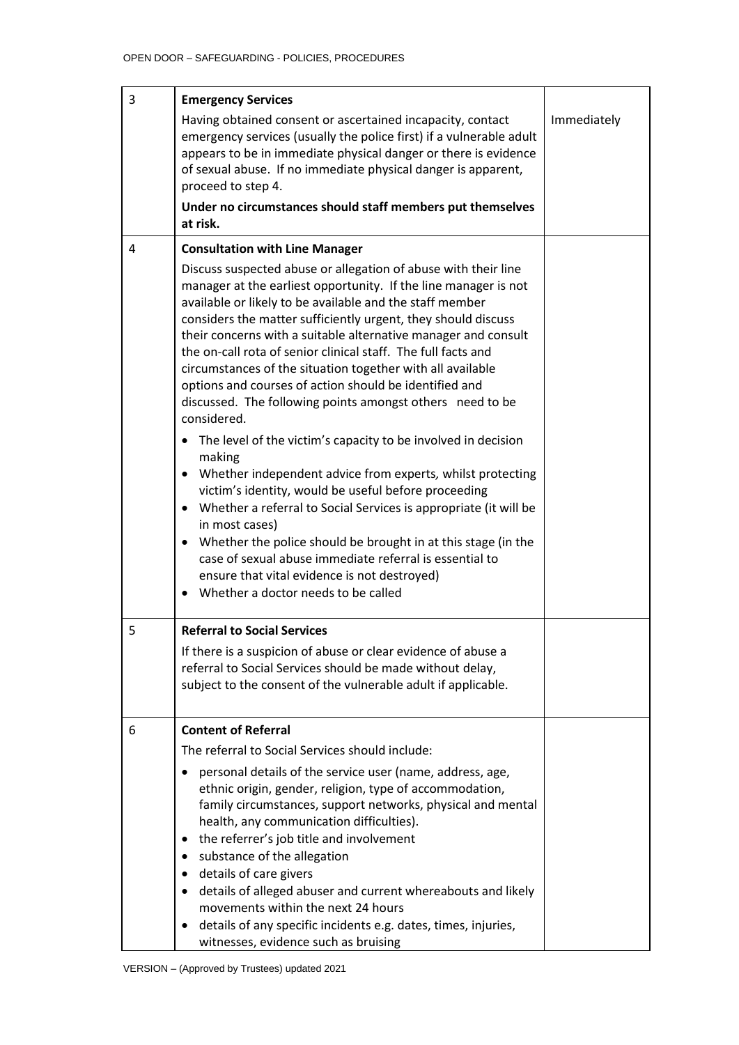| 3 | **Emergency Services**<br><br>Having obtained consent or ascertained incapacity, contact emergency services (usually the police first) if a vulnerable adult appears to be in immediate physical danger or there is evidence of sexual abuse. If no immediate physical danger is apparent, proceed to step 4.<br><br>**Under no circumstances should staff members put themselves at risk.** | Immediately |
|---|---|---|
| 4 | **Consultation with Line Manager**<br><br>Discuss suspected abuse or allegation of abuse with their line manager at the earliest opportunity. If the line manager is not available or likely to be available and the staff member considers the matter sufficiently urgent, they should discuss their concerns with a suitable alternative manager and consult the on-call rota of senior clinical staff. The full facts and circumstances of the situation together with all available options and courses of action should be identified and discussed. The following points amongst others need to be considered.<br><br>• The level of the victim's capacity to be involved in decision making<br>• Whether independent advice from experts, whilst protecting victim's identity, would be useful before proceeding<br>• Whether a referral to Social Services is appropriate (it will be in most cases)<br>• Whether the police should be brought in at this stage (in the case of sexual abuse immediate referral is essential to ensure that vital evidence is not destroyed)<br>• Whether a doctor needs to be called | |
| 5 | **Referral to Social Services**<br><br>If there is a suspicion of abuse or clear evidence of abuse a referral to Social Services should be made without delay, subject to the consent of the vulnerable adult if applicable. | |
| 6 | **Content of Referral**<br><br>The referral to Social Services should include:<br><br>• personal details of the service user (name, address, age, ethnic origin, gender, religion, type of accommodation, family circumstances, support networks, physical and mental health, any communication difficulties).<br>• the referrer's job title and involvement<br>• substance of the allegation<br>• details of care givers<br>• details of alleged abuser and current whereabouts and likely movements within the next 24 hours<br>• details of any specific incidents e.g. dates, times, injuries, witnesses, evidence such as bruising | |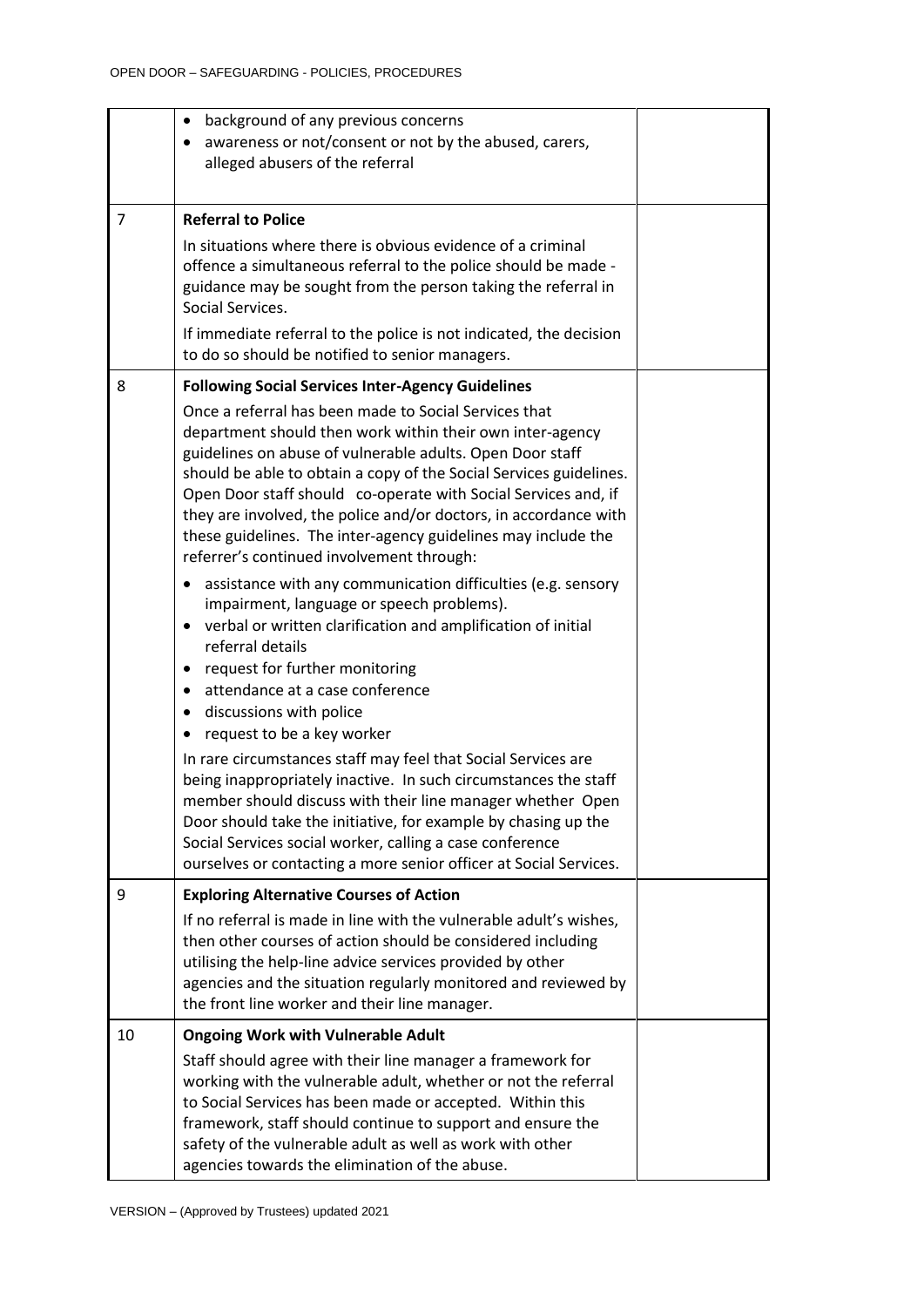| | | |
|---|---|---|
| | • background of any previous concerns<br>• awareness or not/consent or not by the abused, carers, alleged abusers of the referral | |
| 7 | **Referral to Police**<br>In situations where there is obvious evidence of a criminal offence a simultaneous referral to the police should be made - guidance may be sought from the person taking the referral in Social Services.<br>If immediate referral to the police is not indicated, the decision to do so should be notified to senior managers. | |
| 8 | **Following Social Services Inter-Agency Guidelines**<br>Once a referral has been made to Social Services that department should then work within their own inter-agency guidelines on abuse of vulnerable adults. Open Door staff should be able to obtain a copy of the Social Services guidelines. Open Door staff should co-operate with Social Services and, if they are involved, the police and/or doctors, in accordance with these guidelines. The inter-agency guidelines may include the referrer's continued involvement through:<br>• assistance with any communication difficulties (e.g. sensory impairment, language or speech problems).<br>• verbal or written clarification and amplification of initial referral details<br>• request for further monitoring<br>• attendance at a case conference<br>• discussions with police<br>• request to be a key worker<br>In rare circumstances staff may feel that Social Services are being inappropriately inactive. In such circumstances the staff member should discuss with their line manager whether Open Door should take the initiative, for example by chasing up the Social Services social worker, calling a case conference ourselves or contacting a more senior officer at Social Services. | |
| 9 | **Exploring Alternative Courses of Action**<br>If no referral is made in line with the vulnerable adult's wishes, then other courses of action should be considered including utilising the help-line advice services provided by other agencies and the situation regularly monitored and reviewed by the front line worker and their line manager. | |
| 10 | **Ongoing Work with Vulnerable Adult**<br>Staff should agree with their line manager a framework for working with the vulnerable adult, whether or not the referral to Social Services has been made or accepted. Within this framework, staff should continue to support and ensure the safety of the vulnerable adult as well as work with other agencies towards the elimination of the abuse. | |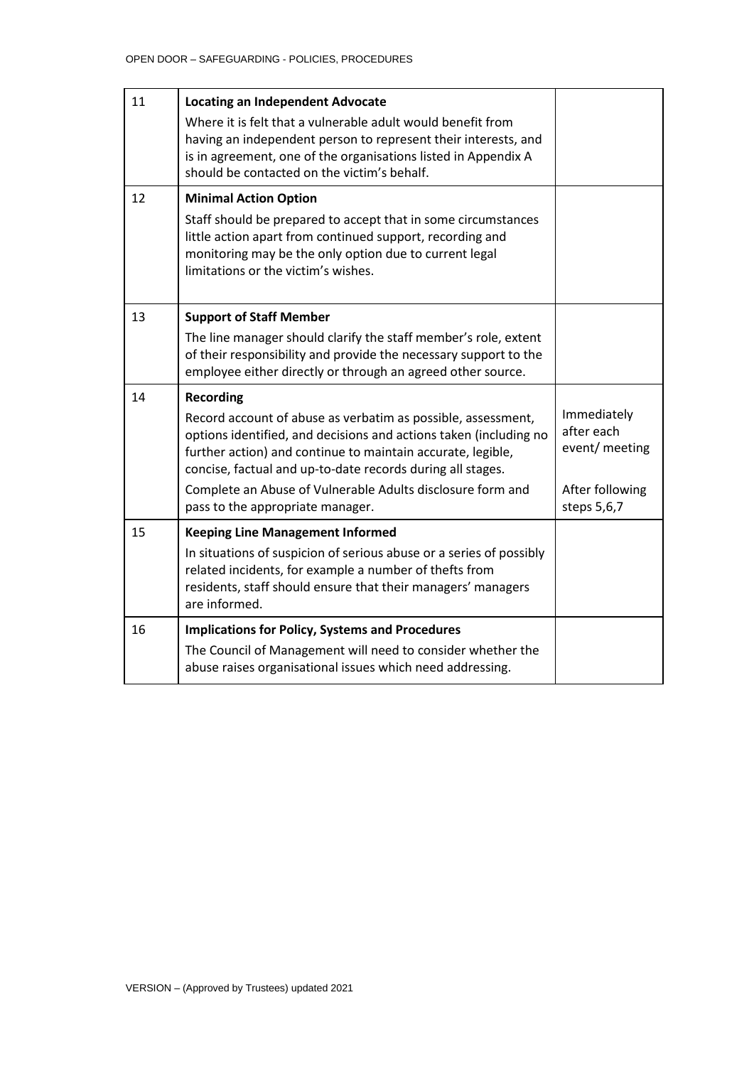| 11 | **Locating an Independent Advocate**<br>Where it is felt that a vulnerable adult would benefit from having an independent person to represent their interests, and is in agreement, one of the organisations listed in Appendix A should be contacted on the victim's behalf. | |
|---|---|---|
| 12 | **Minimal Action Option**<br>Staff should be prepared to accept that in some circumstances little action apart from continued support, recording and monitoring may be the only option due to current legal limitations or the victim's wishes. | |
| 13 | **Support of Staff Member**<br>The line manager should clarify the staff member's role, extent of their responsibility and provide the necessary support to the employee either directly or through an agreed other source. | |
| 14 | **Recording**<br>Record account of abuse as verbatim as possible, assessment, options identified, and decisions and actions taken (including no further action) and continue to maintain accurate, legible, concise, factual and up-to-date records during all stages.<br>Complete an Abuse of Vulnerable Adults disclosure form and pass to the appropriate manager. | Immediately after each event/ meeting<br><br>After following steps 5,6,7 |
| 15 | **Keeping Line Management Informed**<br>In situations of suspicion of serious abuse or a series of possibly related incidents, for example a number of thefts from residents, staff should ensure that their managers' managers are informed. | |
| 16 | **Implications for Policy, Systems and Procedures**<br>The Council of Management will need to consider whether the abuse raises organisational issues which need addressing. | |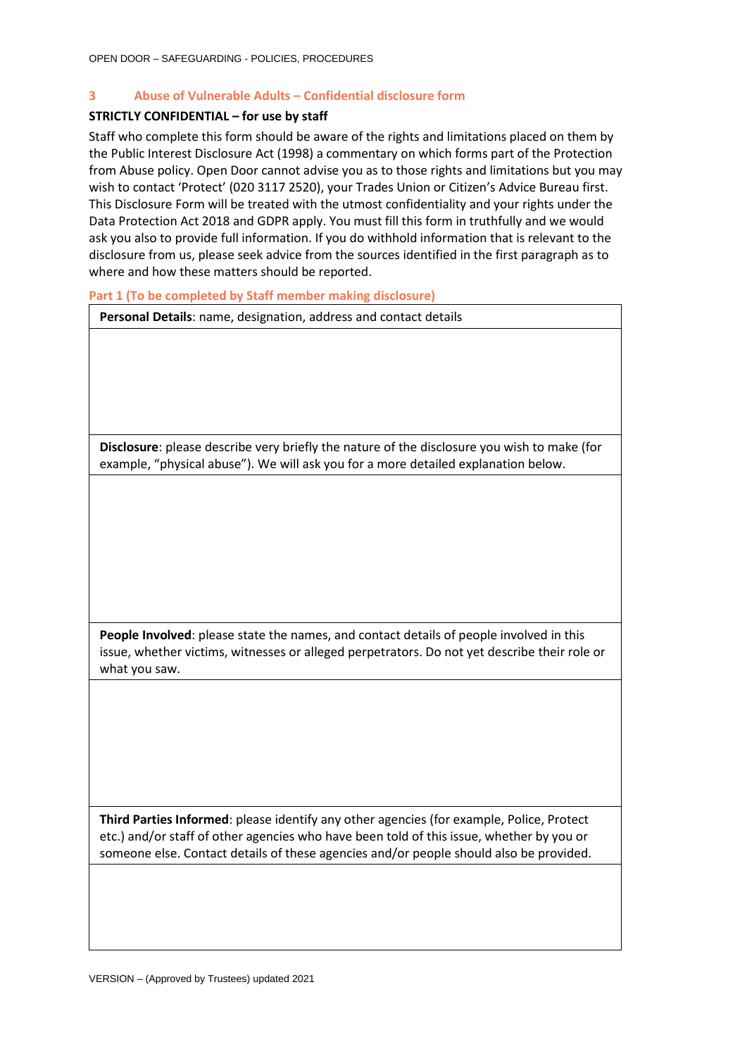## 3 Abuse of Vulnerable Adults – Confidential disclosure form

**STRICTLY CONFIDENTIAL – for use by staff**

Staff who complete this form should be aware of the rights and limitations placed on them by the Public Interest Disclosure Act (1998) a commentary on which forms part of the Protection from Abuse policy. Open Door cannot advise you as to those rights and limitations but you may wish to contact 'Protect' (020 3117 2520), your Trades Union or Citizen's Advice Bureau first. This Disclosure Form will be treated with the utmost confidentiality and your rights under the Data Protection Act 2018 and GDPR apply. You must fill this form in truthfully and we would ask you also to provide full information. If you do withhold information that is relevant to the disclosure from us, please seek advice from the sources identified in the first paragraph as to where and how these matters should be reported.

### Part 1 (To be completed by Staff member making disclosure)

| **Personal Details**: name, designation, address and contact details |
|---|
| |
| **Disclosure**: please describe very briefly the nature of the disclosure you wish to make (for example, "physical abuse"). We will ask you for a more detailed explanation below. |
| |
| **People Involved**: please state the names, and contact details of people involved in this issue, whether victims, witnesses or alleged perpetrators. Do not yet describe their role or what you saw. |
| |
| **Third Parties Informed**: please identify any other agencies (for example, Police, Protect etc.) and/or staff of other agencies who have been told of this issue, whether by you or someone else. Contact details of these agencies and/or people should also be provided. |
| |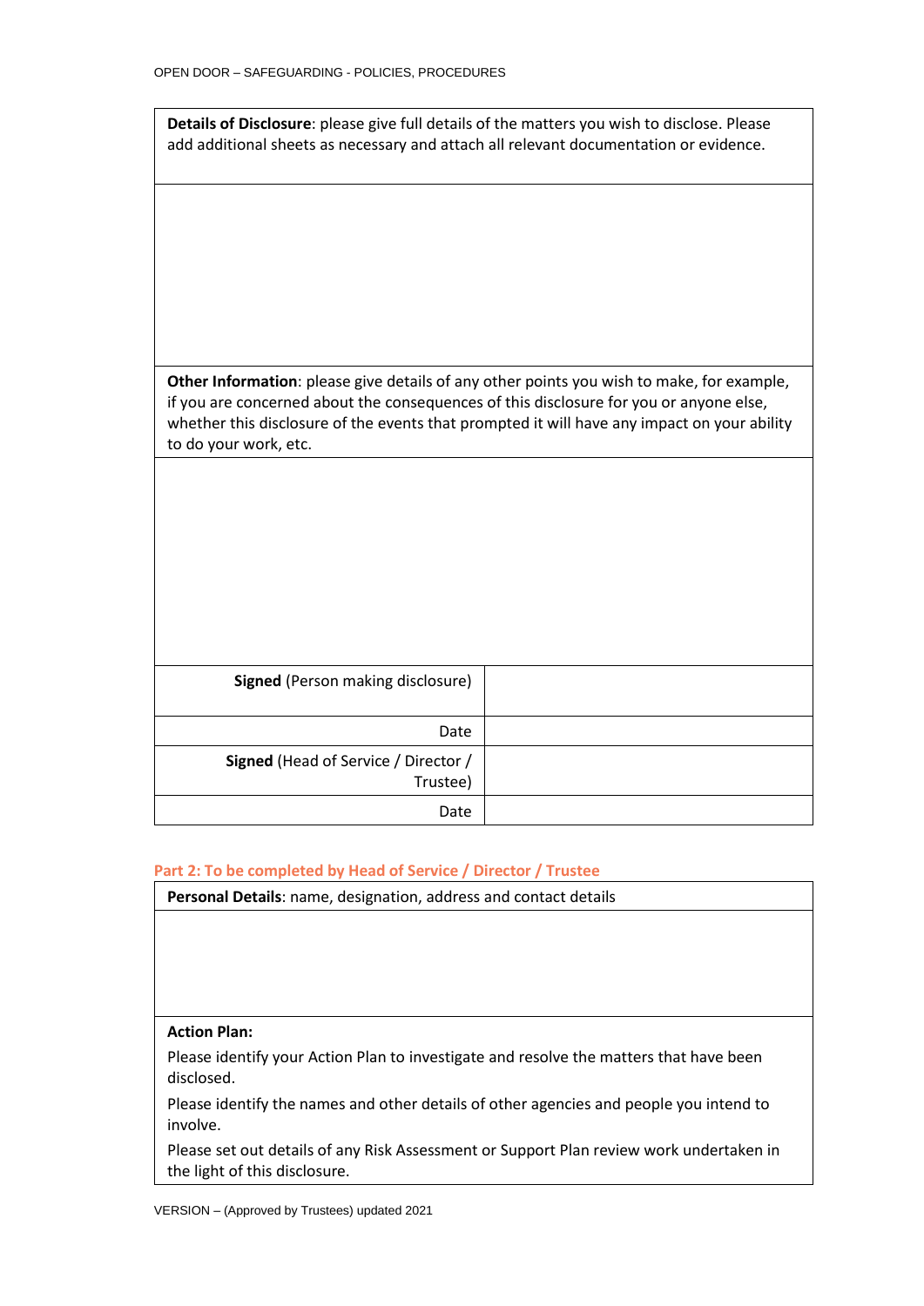| **Details of Disclosure**: please give full details of the matters you wish to disclose. Please add additional sheets as necessary and attach all relevant documentation or evidence. |
|---|
| |
| **Other Information**: please give details of any other points you wish to make, for example, if you are concerned about the consequences of this disclosure for you or anyone else, whether this disclosure of the events that prompted it will have any impact on your ability to do your work, etc. |
| |

| | |
|---|---|
| **Signed** (Person making disclosure) | |
| Date | |
| **Signed** (Head of Service / Director / Trustee) | |
| Date | |

## Part 2: To be completed by Head of Service / Director / Trustee

| **Personal Details**: name, designation, address and contact details |
|---|
| |
| **Action Plan:**<br><br>Please identify your Action Plan to investigate and resolve the matters that have been disclosed.<br><br>Please identify the names and other details of other agencies and people you intend to involve.<br><br>Please set out details of any Risk Assessment or Support Plan review work undertaken in the light of this disclosure. |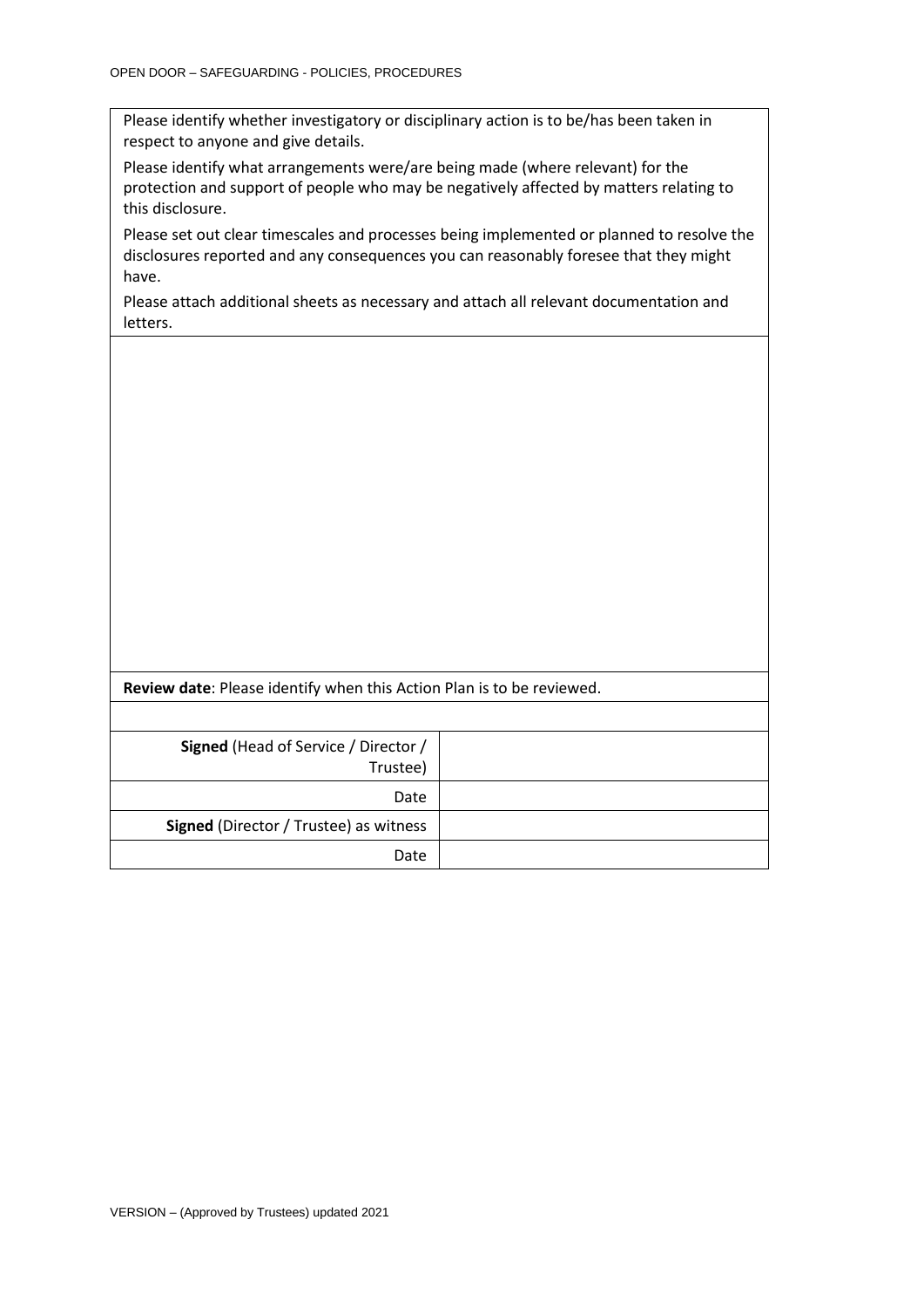| Please identify whether investigatory or disciplinary action is to be/has been taken in respect to anyone and give details.<br><br>Please identify what arrangements were/are being made (where relevant) for the protection and support of people who may be negatively affected by matters relating to this disclosure.<br><br>Please set out clear timescales and processes being implemented or planned to resolve the disclosures reported and any consequences you can reasonably foresee that they might have.<br><br>Please attach additional sheets as necessary and attach all relevant documentation and letters. |
|---|
| |
| **Review date**: Please identify when this Action Plan is to be reviewed. |
| |

| | |
|---|---|
| **Signed** (Head of Service / Director / Trustee) | |
| Date | |
| **Signed** (Director / Trustee) as witness | |
| Date | |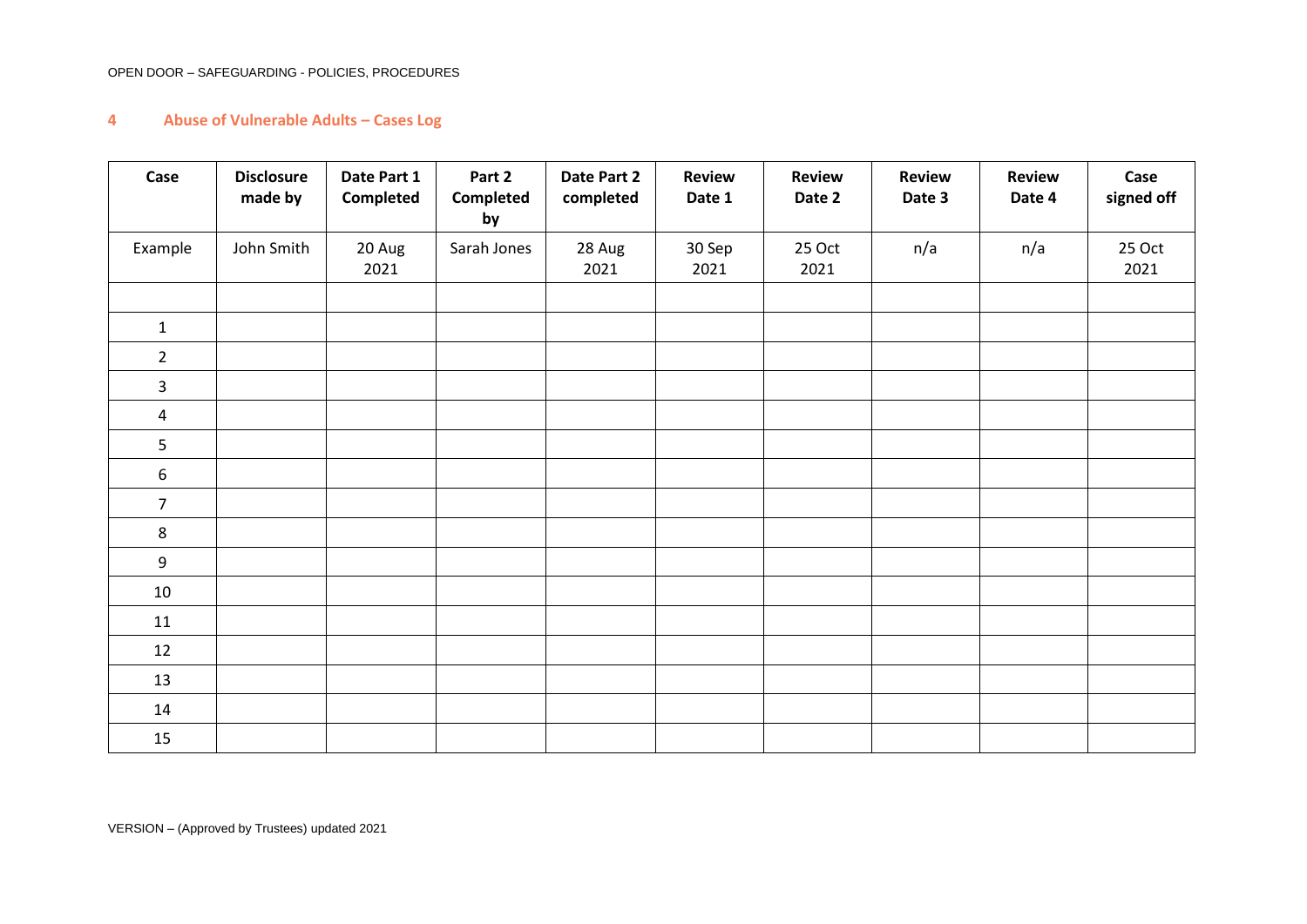## 4 Abuse of Vulnerable Adults – Cases Log

| Case | Disclosure made by | Date Part 1 Completed | Part 2 Completed by | Date Part 2 completed | Review Date 1 | Review Date 2 | Review Date 3 | Review Date 4 | Case signed off |
|---|---|---|---|---|---|---|---|---|---|
| Example | John Smith | 20 Aug 2021 | Sarah Jones | 28 Aug 2021 | 30 Sep 2021 | 25 Oct 2021 | n/a | n/a | 25 Oct 2021 |
| | | | | | | | | | |
| 1 | | | | | | | | | |
| 2 | | | | | | | | | |
| 3 | | | | | | | | | |
| 4 | | | | | | | | | |
| 5 | | | | | | | | | |
| 6 | | | | | | | | | |
| 7 | | | | | | | | | |
| 8 | | | | | | | | | |
| 9 | | | | | | | | | |
| 10 | | | | | | | | | |
| 11 | | | | | | | | | |
| 12 | | | | | | | | | |
| 13 | | | | | | | | | |
| 14 | | | | | | | | | |
| 15 | | | | | | | | | |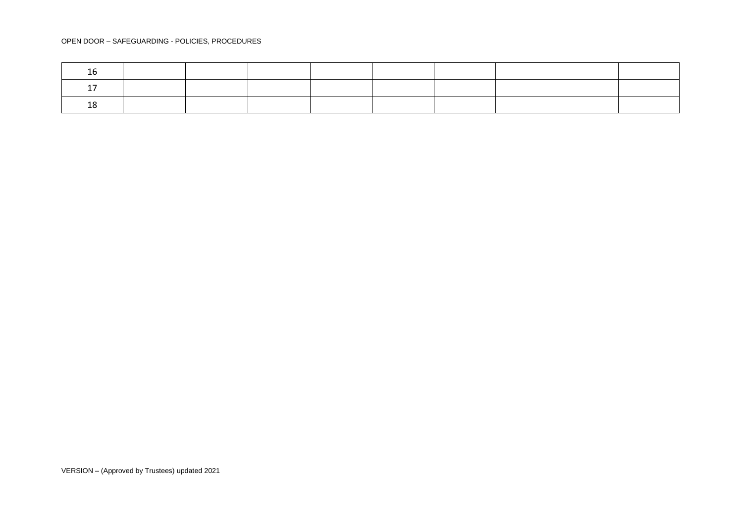| | | | | | | | | | |
|---|---|---|---|---|---|---|---|---|---|
| 16 | | | | | | | | | |
| 17 | | | | | | | | | |
| 18 | | | | | | | | | |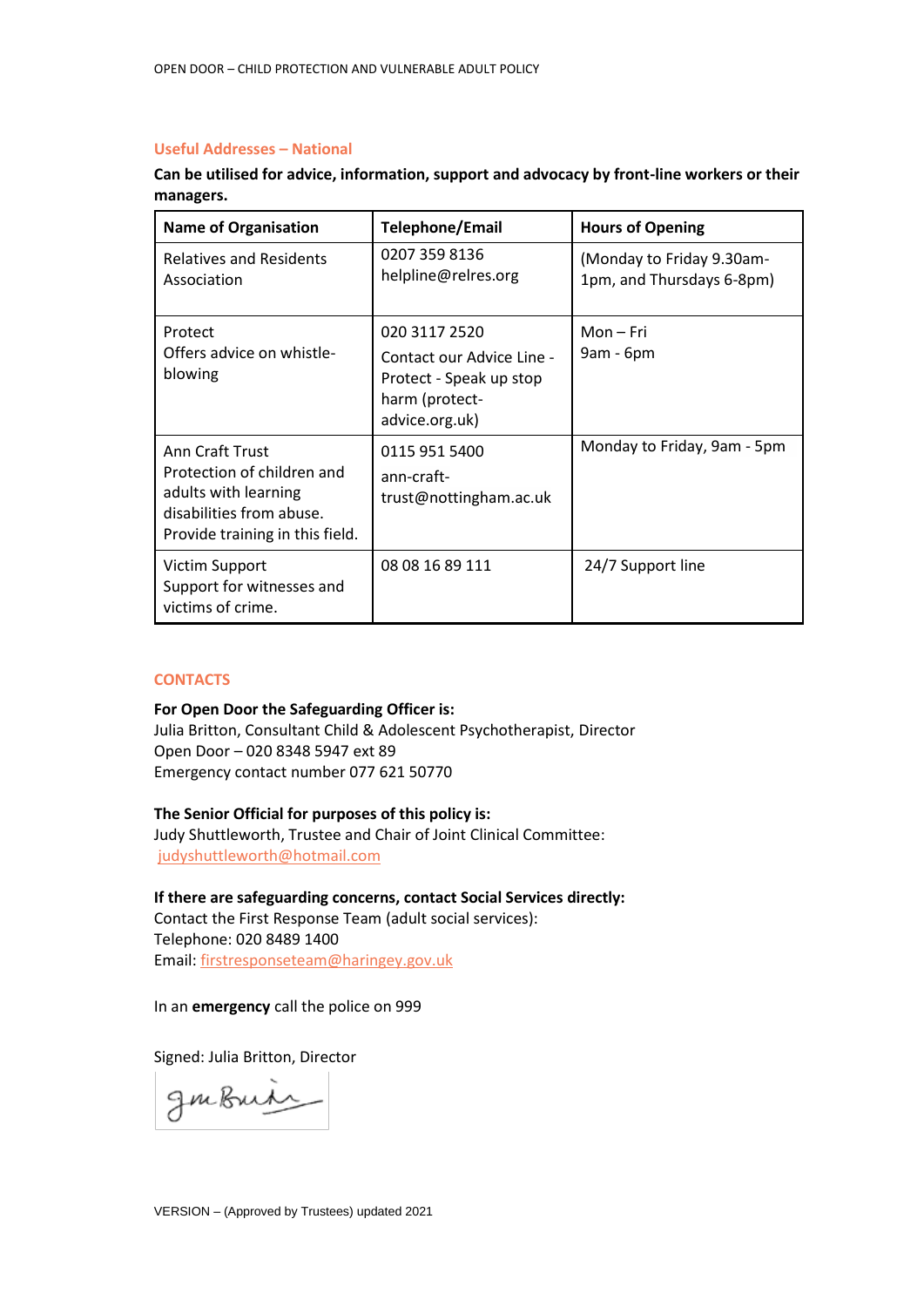## Useful Addresses – National

**Can be utilised for advice, information, support and advocacy by front-line workers or their managers.**

| Name of Organisation | Telephone/Email | Hours of Opening |
|---|---|---|
| Relatives and Residents Association | 0207 359 8136<br>helpline@relres.org | (Monday to Friday 9.30am-1pm, and Thursdays 6-8pm) |
| Protect<br>Offers advice on whistle-blowing | 020 3117 2520<br>Contact our Advice Line - Protect - Speak up stop harm (protect-advice.org.uk) | Mon – Fri<br>9am - 6pm |
| Ann Craft Trust<br>Protection of children and adults with learning disabilities from abuse. Provide training in this field. | 0115 951 5400<br>ann-craft-trust@nottingham.ac.uk | Monday to Friday, 9am - 5pm |
| Victim Support<br>Support for witnesses and victims of crime. | 08 08 16 89 111 | 24/7 Support line |

## CONTACTS

**For Open Door the Safeguarding Officer is:**
Julia Britton, Consultant Child & Adolescent Psychotherapist, Director
Open Door – 020 8348 5947 ext 89
Emergency contact number 077 621 50770

**The Senior Official for purposes of this policy is:**
Judy Shuttleworth, Trustee and Chair of Joint Clinical Committee:
judyshuttleworth@hotmail.com

**If there are safeguarding concerns, contact Social Services directly:**
Contact the First Response Team (adult social services):
Telephone: 020 8489 1400
Email: firstresponseteam@haringey.gov.uk

In an **emergency** call the police on 999

Signed: Julia Britton, Director

VERSION – (Approved by Trustees) updated 2021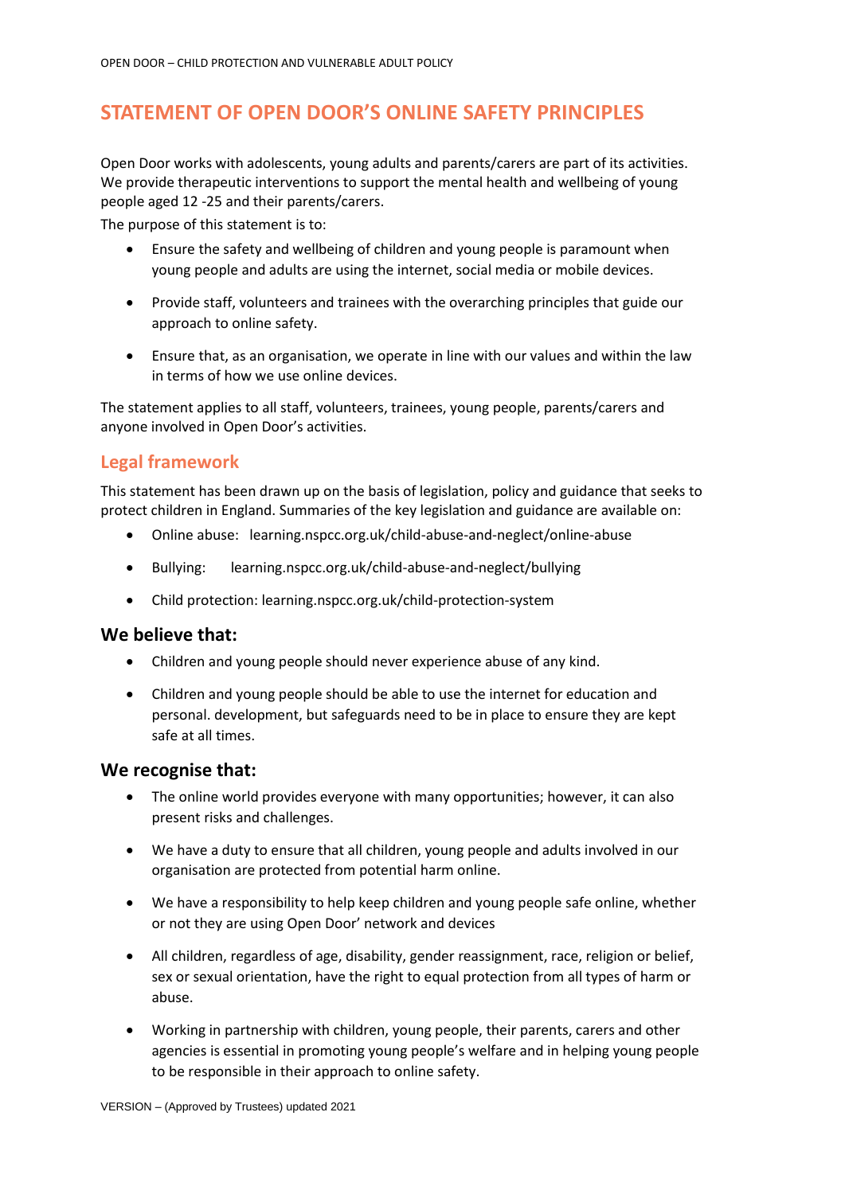## STATEMENT OF OPEN DOOR'S ONLINE SAFETY PRINCIPLES

Open Door works with adolescents, young adults and parents/carers are part of its activities. We provide therapeutic interventions to support the mental health and wellbeing of young people aged 12 -25 and their parents/carers.

The purpose of this statement is to:

- Ensure the safety and wellbeing of children and young people is paramount when young people and adults are using the internet, social media or mobile devices.
- Provide staff, volunteers and trainees with the overarching principles that guide our approach to online safety.
- Ensure that, as an organisation, we operate in line with our values and within the law in terms of how we use online devices.

The statement applies to all staff, volunteers, trainees, young people, parents/carers and anyone involved in Open Door's activities.

### Legal framework

This statement has been drawn up on the basis of legislation, policy and guidance that seeks to protect children in England. Summaries of the key legislation and guidance are available on:

- Online abuse: learning.nspcc.org.uk/child-abuse-and-neglect/online-abuse
- Bullying: learning.nspcc.org.uk/child-abuse-and-neglect/bullying
- Child protection: learning.nspcc.org.uk/child-protection-system

### We believe that:

- Children and young people should never experience abuse of any kind.
- Children and young people should be able to use the internet for education and personal. development, but safeguards need to be in place to ensure they are kept safe at all times.

### We recognise that:

- The online world provides everyone with many opportunities; however, it can also present risks and challenges.
- We have a duty to ensure that all children, young people and adults involved in our organisation are protected from potential harm online.
- We have a responsibility to help keep children and young people safe online, whether or not they are using Open Door' network and devices
- All children, regardless of age, disability, gender reassignment, race, religion or belief, sex or sexual orientation, have the right to equal protection from all types of harm or abuse.
- Working in partnership with children, young people, their parents, carers and other agencies is essential in promoting young people's welfare and in helping young people to be responsible in their approach to online safety.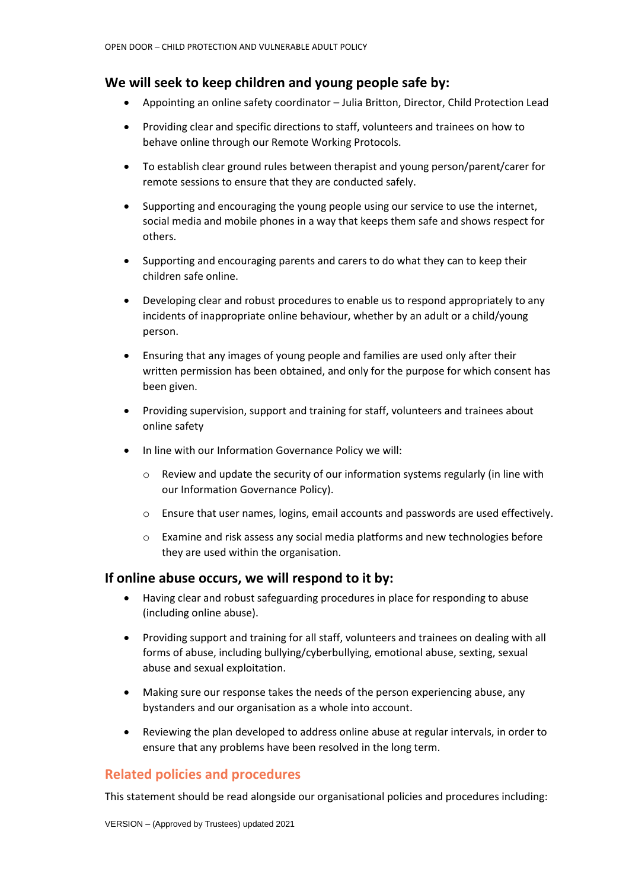## We will seek to keep children and young people safe by:

- Appointing an online safety coordinator – Julia Britton, Director, Child Protection Lead
- Providing clear and specific directions to staff, volunteers and trainees on how to behave online through our Remote Working Protocols.
- To establish clear ground rules between therapist and young person/parent/carer for remote sessions to ensure that they are conducted safely.
- Supporting and encouraging the young people using our service to use the internet, social media and mobile phones in a way that keeps them safe and shows respect for others.
- Supporting and encouraging parents and carers to do what they can to keep their children safe online.
- Developing clear and robust procedures to enable us to respond appropriately to any incidents of inappropriate online behaviour, whether by an adult or a child/young person.
- Ensuring that any images of young people and families are used only after their written permission has been obtained, and only for the purpose for which consent has been given.
- Providing supervision, support and training for staff, volunteers and trainees about online safety
- In line with our Information Governance Policy we will:
    - Review and update the security of our information systems regularly (in line with our Information Governance Policy).
    - Ensure that user names, logins, email accounts and passwords are used effectively.
    - Examine and risk assess any social media platforms and new technologies before they are used within the organisation.

## If online abuse occurs, we will respond to it by:

- Having clear and robust safeguarding procedures in place for responding to abuse (including online abuse).
- Providing support and training for all staff, volunteers and trainees on dealing with all forms of abuse, including bullying/cyberbullying, emotional abuse, sexting, sexual abuse and sexual exploitation.
- Making sure our response takes the needs of the person experiencing abuse, any bystanders and our organisation as a whole into account.
- Reviewing the plan developed to address online abuse at regular intervals, in order to ensure that any problems have been resolved in the long term.

## Related policies and procedures

This statement should be read alongside our organisational policies and procedures including: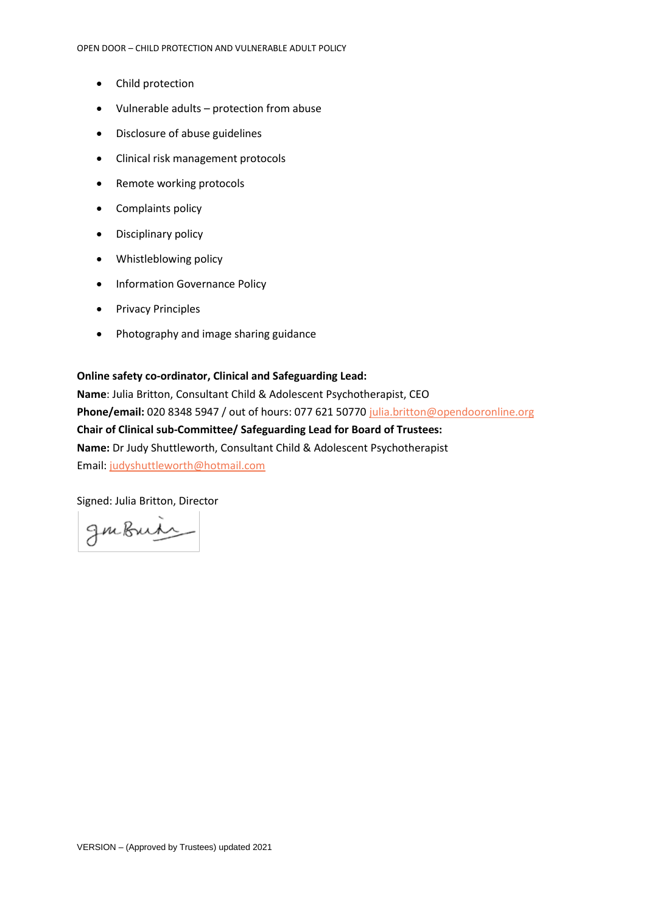- Child protection
- Vulnerable adults – protection from abuse
- Disclosure of abuse guidelines
- Clinical risk management protocols
- Remote working protocols
- Complaints policy
- Disciplinary policy
- Whistleblowing policy
- Information Governance Policy
- Privacy Principles
- Photography and image sharing guidance

**Online safety co-ordinator, Clinical and Safeguarding Lead:**
**Name**: Julia Britton, Consultant Child & Adolescent Psychotherapist, CEO
**Phone/email:** 020 8348 5947 / out of hours: 077 621 50770 julia.britton@opendooronline.org
**Chair of Clinical sub-Committee/ Safeguarding Lead for Board of Trustees:**
**Name:** Dr Judy Shuttleworth, Consultant Child & Adolescent Psychotherapist
Email: judyshuttleworth@hotmail.com

Signed: Julia Britton, Director

VERSION – (Approved by Trustees) updated 2021